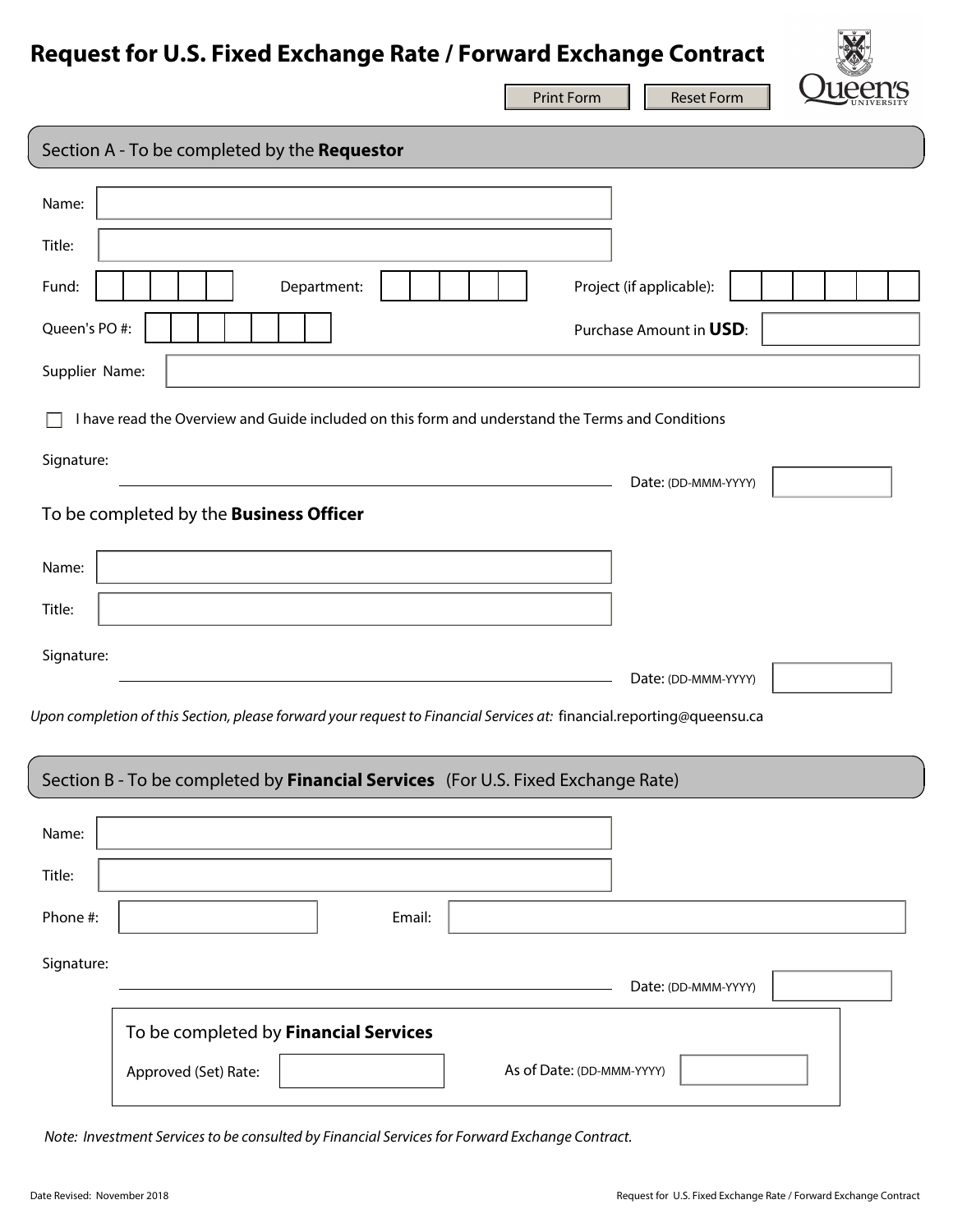# Request for U.S. Fixed Exchange Rate / Forward Exchange Contract

Print Form | Reset Form

## Section A - To be completed by the **Requestor**

Name:

Title:

Fund: Department: Project (if applicable):

Queen's PO #: Purchase Amount in **USD**:

Supplier Name:

☐ I have read the Overview and Guide included on this form and understand the Terms and Conditions

Signature: Date: (DD-MMM-YYYY)

### To be completed by the **Business Officer**

Name:

Title:

Signature: Date: (DD-MMM-YYYY)

*Upon completion of this Section, please forward your request to Financial Services at:* financial.reporting@queensu.ca

## Section B - To be completed by **Financial Services** (For U.S. Fixed Exchange Rate)

Name:

Title:

Phone #: Email:

Signature: Date: (DD-MMM-YYYY)

### To be completed by **Financial Services**

Approved (Set) Rate: As of Date: (DD-MMM-YYYY)

*Note: Investment Services to be consulted by Financial Services for Forward Exchange Contract.*

Date Revised: November 2018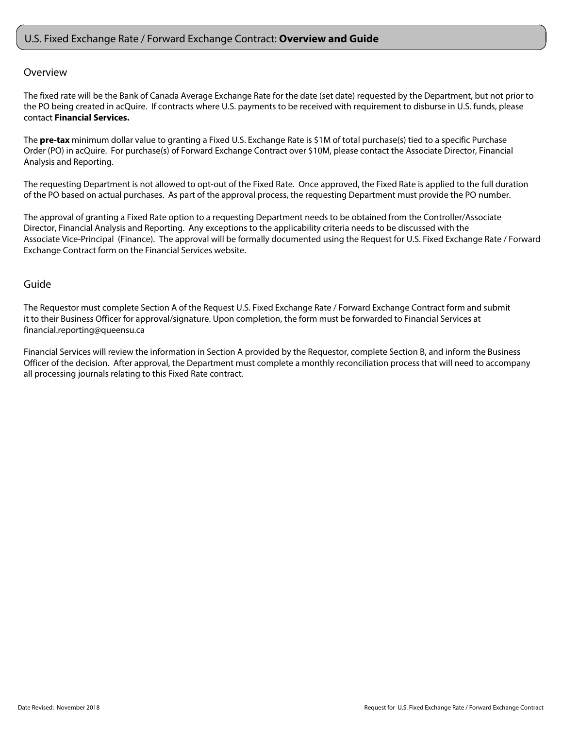# U.S. Fixed Exchange Rate / Forward Exchange Contract: **Overview and Guide**

## Overview

The fixed rate will be the Bank of Canada Average Exchange Rate for the date (set date) requested by the Department, but not prior to the PO being created in acQuire. If contracts where U.S. payments to be received with requirement to disburse in U.S. funds, please contact **Financial Services.**

The **pre-tax** minimum dollar value to granting a Fixed U.S. Exchange Rate is $1M of total purchase(s) tied to a specific Purchase Order (PO) in acQuire. For purchase(s) of Forward Exchange Contract over $10M, please contact the Associate Director, Financial Analysis and Reporting.

The requesting Department is not allowed to opt-out of the Fixed Rate. Once approved, the Fixed Rate is applied to the full duration of the PO based on actual purchases. As part of the approval process, the requesting Department must provide the PO number.

The approval of granting a Fixed Rate option to a requesting Department needs to be obtained from the Controller/Associate Director, Financial Analysis and Reporting. Any exceptions to the applicability criteria needs to be discussed with the Associate Vice-Principal (Finance). The approval will be formally documented using the Request for U.S. Fixed Exchange Rate / Forward Exchange Contract form on the Financial Services website.

## Guide

The Requestor must complete Section A of the Request U.S. Fixed Exchange Rate / Forward Exchange Contract form and submit it to their Business Officer for approval/signature. Upon completion, the form must be forwarded to Financial Services at financial.reporting@queensu.ca

Financial Services will review the information in Section A provided by the Requestor, complete Section B, and inform the Business Officer of the decision. After approval, the Department must complete a monthly reconciliation process that will need to accompany all processing journals relating to this Fixed Rate contract.